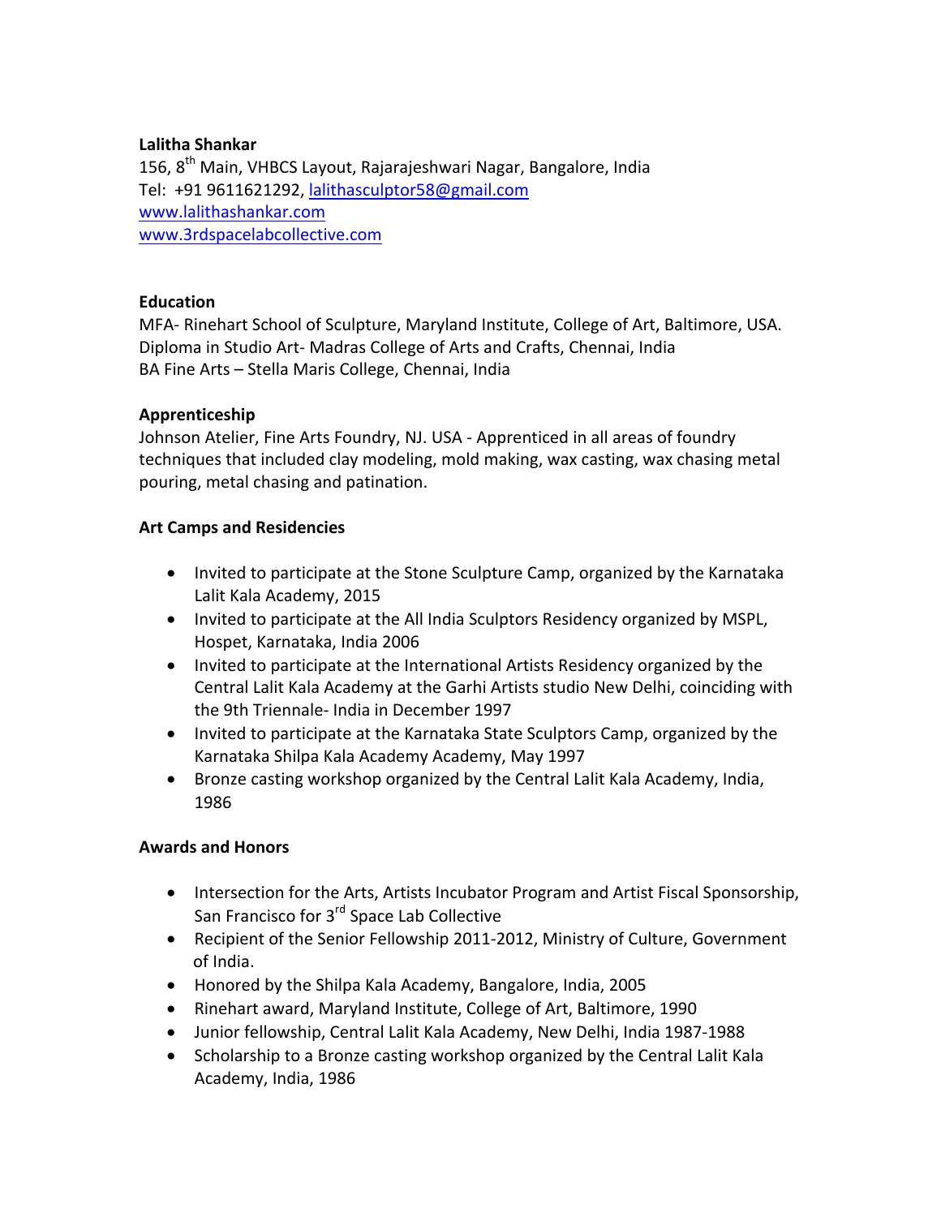**Lalitha Shankar**
156, 8th Main, VHBCS Layout, Rajarajeshwari Nagar, Bangalore, India
Tel: +91 9611621292, lalithasculptor58@gmail.com
www.lalithashankar.com
www.3rdspacelabcollective.com

## Education

MFA- Rinehart School of Sculpture, Maryland Institute, College of Art, Baltimore, USA.
Diploma in Studio Art- Madras College of Arts and Crafts, Chennai, India
BA Fine Arts – Stella Maris College, Chennai, India

## Apprenticeship

Johnson Atelier, Fine Arts Foundry, NJ. USA - Apprenticed in all areas of foundry techniques that included clay modeling, mold making, wax casting, wax chasing metal pouring, metal chasing and patination.

## Art Camps and Residencies

- Invited to participate at the Stone Sculpture Camp, organized by the Karnataka Lalit Kala Academy, 2015
- Invited to participate at the All India Sculptors Residency organized by MSPL, Hospet, Karnataka, India 2006
- Invited to participate at the International Artists Residency organized by the Central Lalit Kala Academy at the Garhi Artists studio New Delhi, coinciding with the 9th Triennale- India in December 1997
- Invited to participate at the Karnataka State Sculptors Camp, organized by the Karnataka Shilpa Kala Academy Academy, May 1997
- Bronze casting workshop organized by the Central Lalit Kala Academy, India, 1986

## Awards and Honors

- Intersection for the Arts, Artists Incubator Program and Artist Fiscal Sponsorship, San Francisco for 3rd Space Lab Collective
- Recipient of the Senior Fellowship 2011-2012, Ministry of Culture, Government of India.
- Honored by the Shilpa Kala Academy, Bangalore, India, 2005
- Rinehart award, Maryland Institute, College of Art, Baltimore, 1990
- Junior fellowship, Central Lalit Kala Academy, New Delhi, India 1987-1988
- Scholarship to a Bronze casting workshop organized by the Central Lalit Kala Academy, India, 1986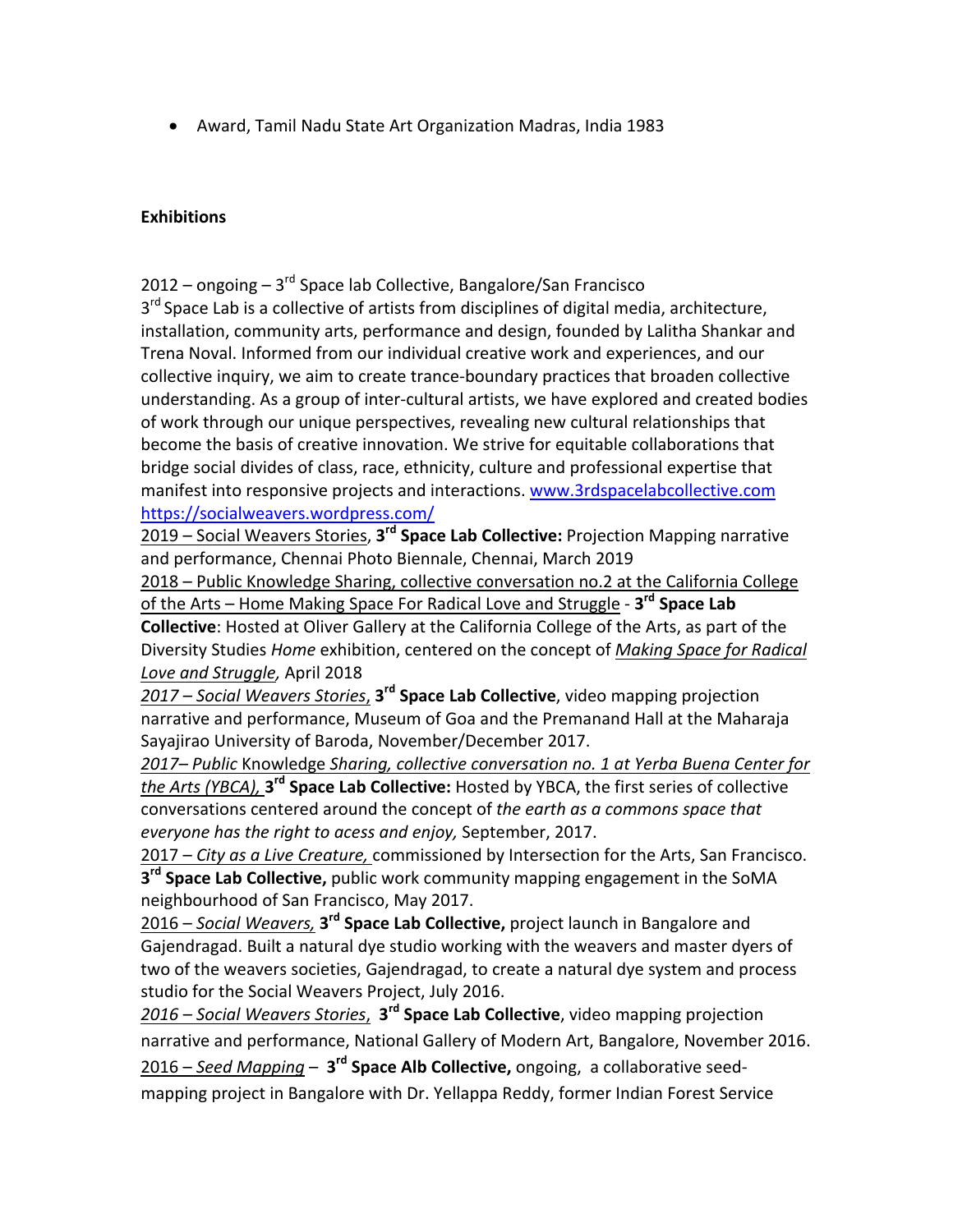- Award, Tamil Nadu State Art Organization Madras, India 1983

**Exhibitions**

2012 – ongoing – 3rd Space lab Collective, Bangalore/San Francisco
3rd Space Lab is a collective of artists from disciplines of digital media, architecture, installation, community arts, performance and design, founded by Lalitha Shankar and Trena Noval. Informed from our individual creative work and experiences, and our collective inquiry, we aim to create trance-boundary practices that broaden collective understanding. As a group of inter-cultural artists, we have explored and created bodies of work through our unique perspectives, revealing new cultural relationships that become the basis of creative innovation. We strive for equitable collaborations that bridge social divides of class, race, ethnicity, culture and professional expertise that manifest into responsive projects and interactions. www.3rdspacelabcollective.com https://socialweavers.wordpress.com/

2019 – Social Weavers Stories, **3rd Space Lab Collective:** Projection Mapping narrative and performance, Chennai Photo Biennale, Chennai, March 2019

2018 – Public Knowledge Sharing, collective conversation no.2 at the California College of the Arts – Home Making Space For Radical Love and Struggle - **3rd Space Lab Collective**: Hosted at Oliver Gallery at the California College of the Arts, as part of the Diversity Studies *Home* exhibition, centered on the concept of *Making Space for Radical Love and Struggle,* April 2018

*2017 – Social Weavers Stories*, **3rd Space Lab Collective**, video mapping projection narrative and performance, Museum of Goa and the Premanand Hall at the Maharaja Sayajirao University of Baroda, November/December 2017.

*2017– Public* Knowledge *Sharing, collective conversation no. 1 at Yerba Buena Center for the Arts (YBCA),* **3rd Space Lab Collective:** Hosted by YBCA, the first series of collective conversations centered around the concept of *the earth as a commons space that everyone has the right to acess and enjoy,* September, 2017.

2017 – *City as a Live Creature,* commissioned by Intersection for the Arts, San Francisco. **3rd Space Lab Collective,** public work community mapping engagement in the SoMA neighbourhood of San Francisco, May 2017.

2016 – *Social Weavers,* **3rd Space Lab Collective,** project launch in Bangalore and Gajendragad. Built a natural dye studio working with the weavers and master dyers of two of the weavers societies, Gajendragad, to create a natural dye system and process studio for the Social Weavers Project, July 2016.

*2016 – Social Weavers Stories*, **3rd Space Lab Collective**, video mapping projection narrative and performance, National Gallery of Modern Art, Bangalore, November 2016.

2016 – *Seed Mapping* – **3rd Space Alb Collective,** ongoing, a collaborative seed-mapping project in Bangalore with Dr. Yellappa Reddy, former Indian Forest Service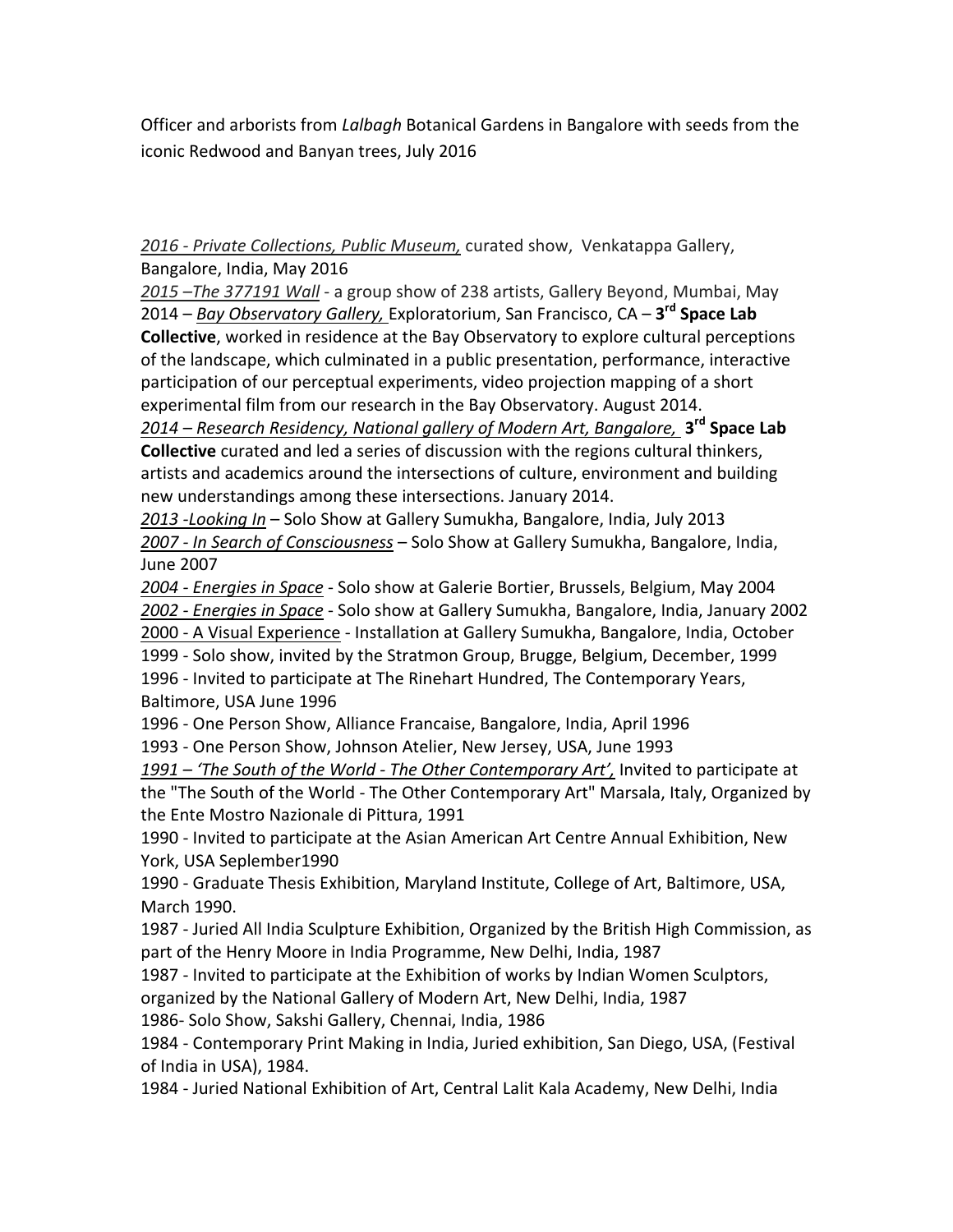Officer and arborists from *Lalbagh* Botanical Gardens in Bangalore with seeds from the iconic Redwood and Banyan trees, July 2016

<u>*2016 - Private Collections, Public Museum,*</u> curated show, Venkatappa Gallery, Bangalore, India, May 2016

<u>*2015 –The 377191 Wall*</u> - a group show of 238 artists, Gallery Beyond, Mumbai, May

2014 – <u>*Bay Observatory Gallery,*</u> Exploratorium, San Francisco, CA – **3rd Space Lab Collective**, worked in residence at the Bay Observatory to explore cultural perceptions of the landscape, which culminated in a public presentation, performance, interactive participation of our perceptual experiments, video projection mapping of a short experimental film from our research in the Bay Observatory. August 2014.

<u>*2014 – Research Residency, National gallery of Modern Art, Bangalore,*</u> **3rd Space Lab Collective** curated and led a series of discussion with the regions cultural thinkers, artists and academics around the intersections of culture, environment and building new understandings among these intersections. January 2014.

<u>*2013 -Looking In*</u> – Solo Show at Gallery Sumukha, Bangalore, India, July 2013

<u>*2007 - In Search of Consciousness*</u> – Solo Show at Gallery Sumukha, Bangalore, India, June 2007

<u>*2004 - Energies in Space*</u> - Solo show at Galerie Bortier, Brussels, Belgium, May 2004

<u>*2002 - Energies in Space*</u> - Solo show at Gallery Sumukha, Bangalore, India, January 2002

<u>2000 - A Visual Experience</u> - Installation at Gallery Sumukha, Bangalore, India, October

1999 - Solo show, invited by the Stratmon Group, Brugge, Belgium, December, 1999

1996 - Invited to participate at The Rinehart Hundred, The Contemporary Years, Baltimore, USA June 1996

1996 - One Person Show, Alliance Francaise, Bangalore, India, April 1996

1993 - One Person Show, Johnson Atelier, New Jersey, USA, June 1993

<u>*1991 – 'The South of the World - The Other Contemporary Art',*</u> Invited to participate at the "The South of the World - The Other Contemporary Art" Marsala, Italy, Organized by the Ente Mostro Nazionale di Pittura, 1991

1990 - Invited to participate at the Asian American Art Centre Annual Exhibition, New York, USA Seplember1990

1990 - Graduate Thesis Exhibition, Maryland Institute, College of Art, Baltimore, USA, March 1990.

1987 - Juried All India Sculpture Exhibition, Organized by the British High Commission, as part of the Henry Moore in India Programme, New Delhi, India, 1987

1987 - Invited to participate at the Exhibition of works by Indian Women Sculptors, organized by the National Gallery of Modern Art, New Delhi, India, 1987

1986- Solo Show, Sakshi Gallery, Chennai, India, 1986

1984 - Contemporary Print Making in India, Juried exhibition, San Diego, USA, (Festival of India in USA), 1984.

1984 - Juried National Exhibition of Art, Central Lalit Kala Academy, New Delhi, India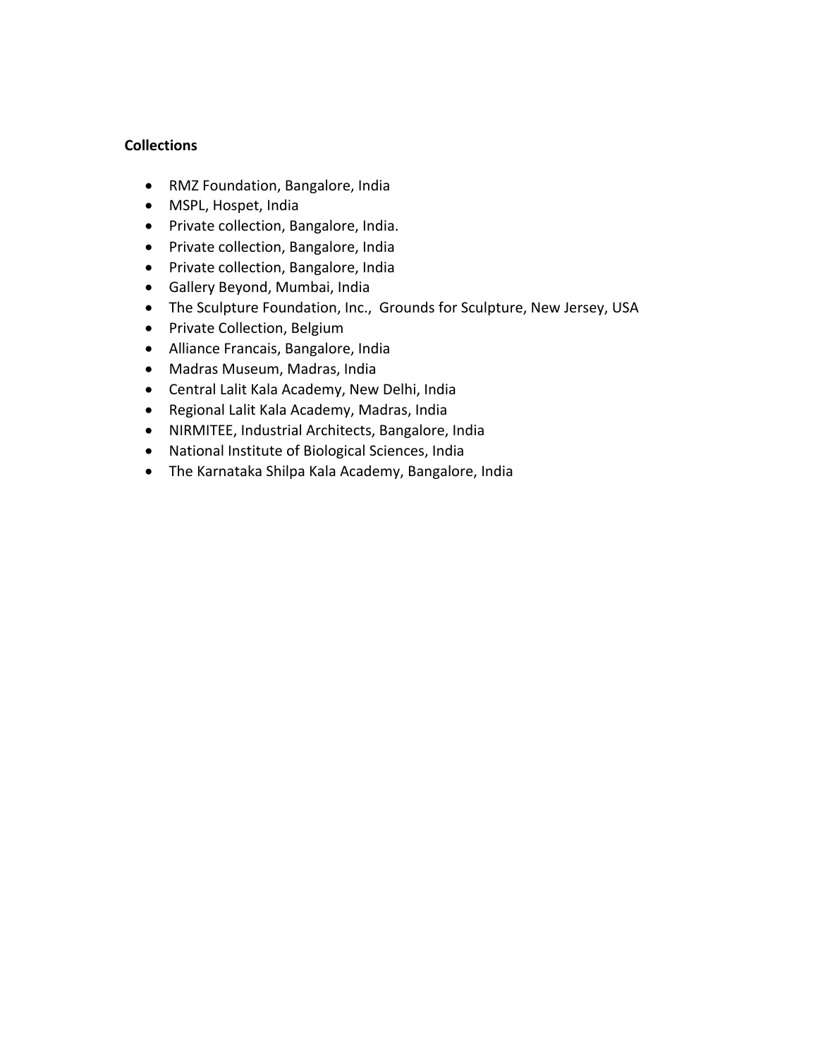**Collections**

- RMZ Foundation, Bangalore, India
- MSPL, Hospet, India
- Private collection, Bangalore, India.
- Private collection, Bangalore, India
- Private collection, Bangalore, India
- Gallery Beyond, Mumbai, India
- The Sculpture Foundation, Inc.,  Grounds for Sculpture, New Jersey, USA
- Private Collection, Belgium
- Alliance Francais, Bangalore, India
- Madras Museum, Madras, India
- Central Lalit Kala Academy, New Delhi, India
- Regional Lalit Kala Academy, Madras, India
- NIRMITEE, Industrial Architects, Bangalore, India
- National Institute of Biological Sciences, India
- The Karnataka Shilpa Kala Academy, Bangalore, India